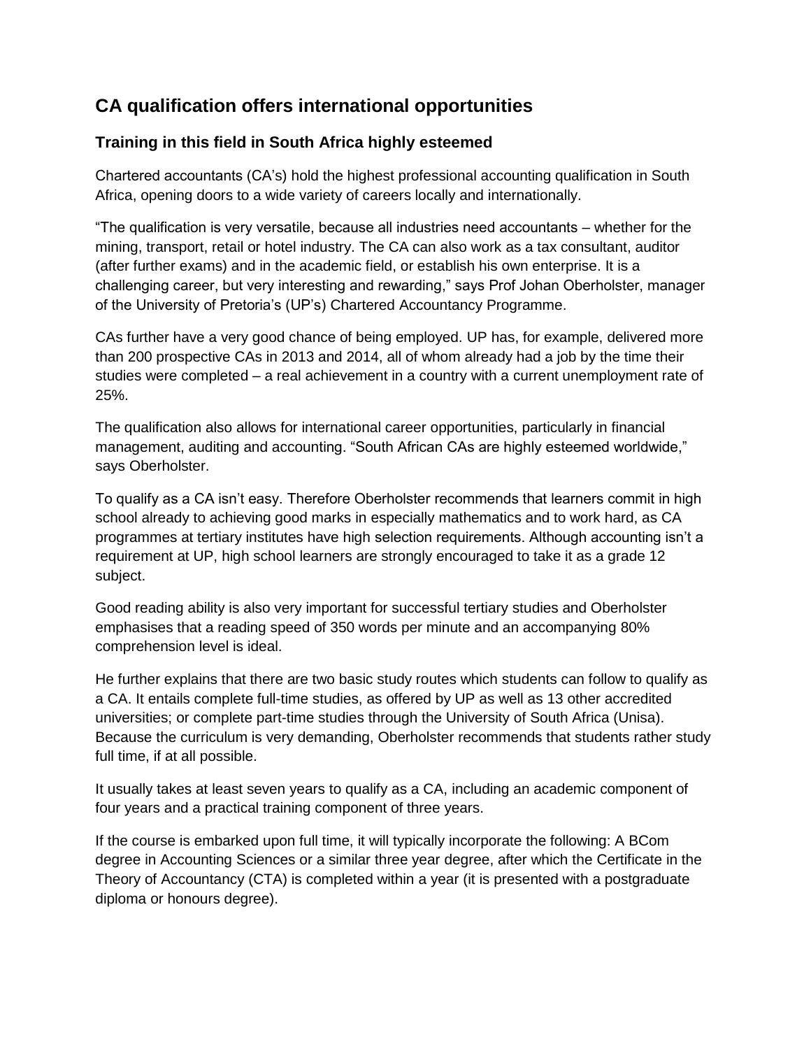## CA qualification offers international opportunities

### Training in this field in South Africa highly esteemed

Chartered accountants (CA's) hold the highest professional accounting qualification in South Africa, opening doors to a wide variety of careers locally and internationally.

"The qualification is very versatile, because all industries need accountants – whether for the mining, transport, retail or hotel industry. The CA can also work as a tax consultant, auditor (after further exams) and in the academic field, or establish his own enterprise. It is a challenging career, but very interesting and rewarding," says Prof Johan Oberholster, manager of the University of Pretoria's (UP's) Chartered Accountancy Programme.

CAs further have a very good chance of being employed. UP has, for example, delivered more than 200 prospective CAs in 2013 and 2014, all of whom already had a job by the time their studies were completed – a real achievement in a country with a current unemployment rate of 25%.

The qualification also allows for international career opportunities, particularly in financial management, auditing and accounting. "South African CAs are highly esteemed worldwide," says Oberholster.

To qualify as a CA isn't easy. Therefore Oberholster recommends that learners commit in high school already to achieving good marks in especially mathematics and to work hard, as CA programmes at tertiary institutes have high selection requirements. Although accounting isn't a requirement at UP, high school learners are strongly encouraged to take it as a grade 12 subject.

Good reading ability is also very important for successful tertiary studies and Oberholster emphasises that a reading speed of 350 words per minute and an accompanying 80% comprehension level is ideal.

He further explains that there are two basic study routes which students can follow to qualify as a CA. It entails complete full-time studies, as offered by UP as well as 13 other accredited universities; or complete part-time studies through the University of South Africa (Unisa). Because the curriculum is very demanding, Oberholster recommends that students rather study full time, if at all possible.

It usually takes at least seven years to qualify as a CA, including an academic component of four years and a practical training component of three years.

If the course is embarked upon full time, it will typically incorporate the following: A BCom degree in Accounting Sciences or a similar three year degree, after which the Certificate in the Theory of Accountancy (CTA) is completed within a year (it is presented with a postgraduate diploma or honours degree).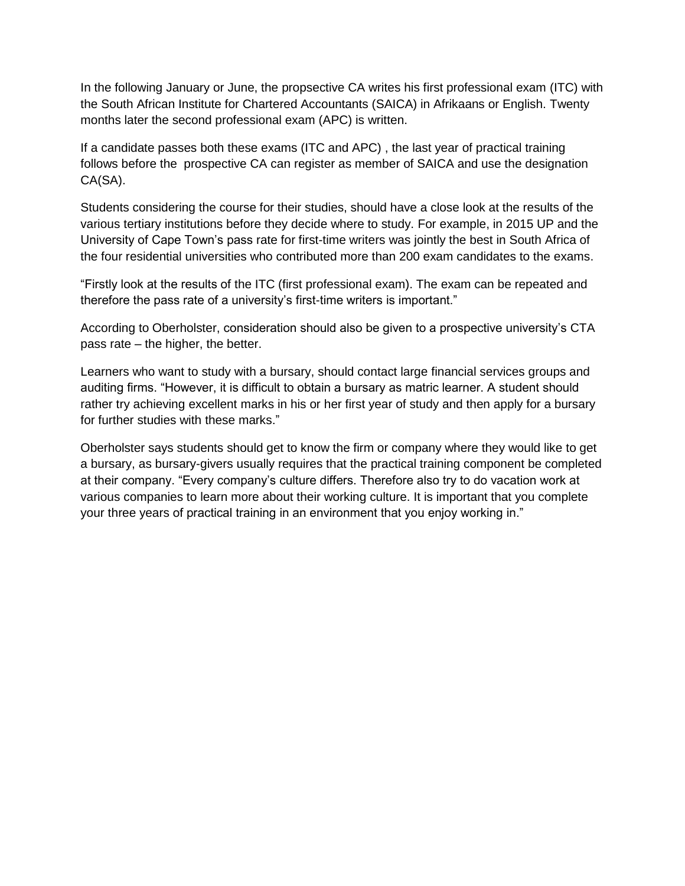In the following January or June, the propsective CA writes his first professional exam (ITC) with the South African Institute for Chartered Accountants (SAICA) in Afrikaans or English. Twenty months later the second professional exam (APC) is written.

If a candidate passes both these exams (ITC and APC) , the last year of practical training follows before the prospective CA can register as member of SAICA and use the designation CA(SA).

Students considering the course for their studies, should have a close look at the results of the various tertiary institutions before they decide where to study. For example, in 2015 UP and the University of Cape Town's pass rate for first-time writers was jointly the best in South Africa of the four residential universities who contributed more than 200 exam candidates to the exams.

"Firstly look at the results of the ITC (first professional exam). The exam can be repeated and therefore the pass rate of a university's first-time writers is important."

According to Oberholster, consideration should also be given to a prospective university's CTA pass rate – the higher, the better.

Learners who want to study with a bursary, should contact large financial services groups and auditing firms. "However, it is difficult to obtain a bursary as matric learner. A student should rather try achieving excellent marks in his or her first year of study and then apply for a bursary for further studies with these marks."

Oberholster says students should get to know the firm or company where they would like to get a bursary, as bursary-givers usually requires that the practical training component be completed at their company. "Every company's culture differs. Therefore also try to do vacation work at various companies to learn more about their working culture. It is important that you complete your three years of practical training in an environment that you enjoy working in."